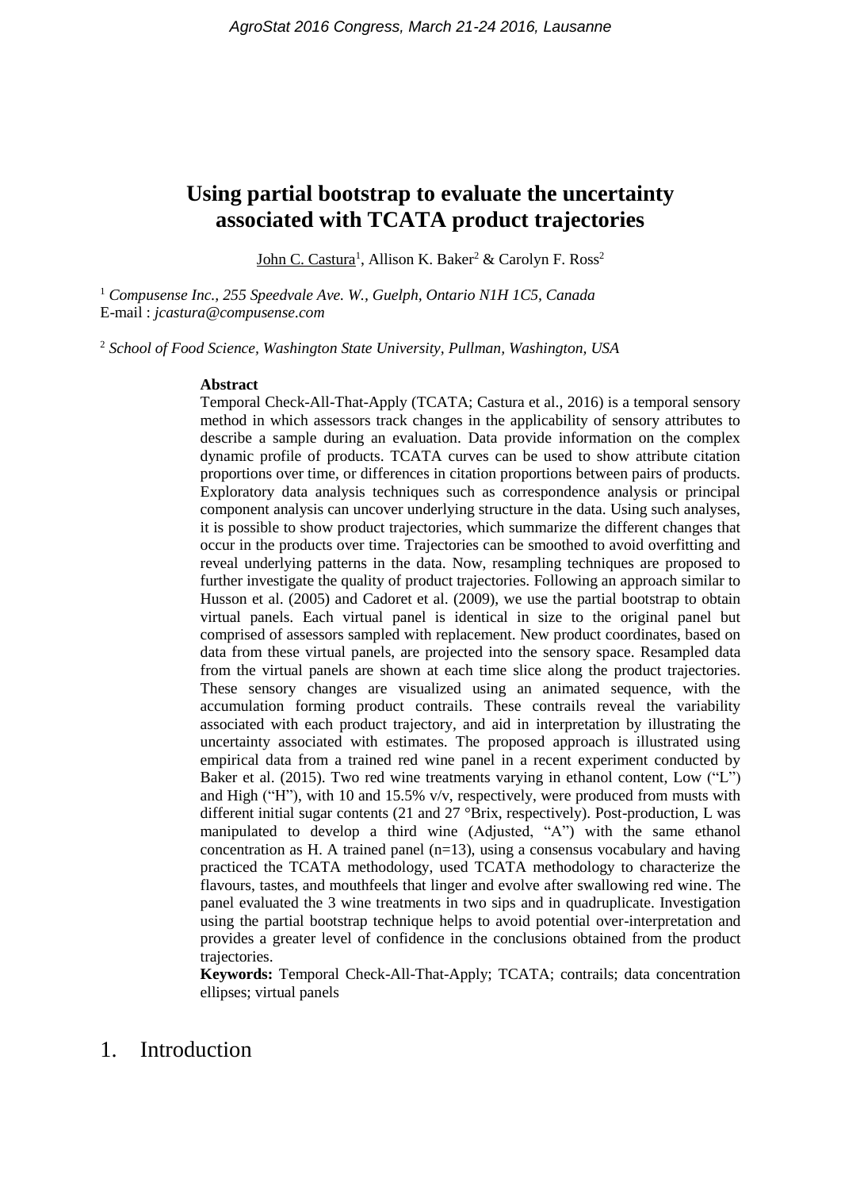# Using partial bootstrap to evaluate the uncertainty associated with TCATA product trajectories

John C. Castura[1], Allison K. Baker[2] & Carolyn F. Ross[2]

[1] *Compusense Inc., 255 Speedvale Ave. W., Guelph, Ontario N1H 1C5, Canada*
E-mail : *jcastura@compusense.com*

[2] *School of Food Science, Washington State University, Pullman, Washington, USA*

**Abstract**

Temporal Check-All-That-Apply (TCATA; Castura et al., 2016) is a temporal sensory method in which assessors track changes in the applicability of sensory attributes to describe a sample during an evaluation. Data provide information on the complex dynamic profile of products. TCATA curves can be used to show attribute citation proportions over time, or differences in citation proportions between pairs of products. Exploratory data analysis techniques such as correspondence analysis or principal component analysis can uncover underlying structure in the data. Using such analyses, it is possible to show product trajectories, which summarize the different changes that occur in the products over time. Trajectories can be smoothed to avoid overfitting and reveal underlying patterns in the data. Now, resampling techniques are proposed to further investigate the quality of product trajectories. Following an approach similar to Husson et al. (2005) and Cadoret et al. (2009), we use the partial bootstrap to obtain virtual panels. Each virtual panel is identical in size to the original panel but comprised of assessors sampled with replacement. New product coordinates, based on data from these virtual panels, are projected into the sensory space. Resampled data from the virtual panels are shown at each time slice along the product trajectories. These sensory changes are visualized using an animated sequence, with the accumulation forming product contrails. These contrails reveal the variability associated with each product trajectory, and aid in interpretation by illustrating the uncertainty associated with estimates. The proposed approach is illustrated using empirical data from a trained red wine panel in a recent experiment conducted by Baker et al. (2015). Two red wine treatments varying in ethanol content, Low ("L") and High ("H"), with 10 and 15.5% v/v, respectively, were produced from musts with different initial sugar contents (21 and 27 °Brix, respectively). Post-production, L was manipulated to develop a third wine (Adjusted, "A") with the same ethanol concentration as H. A trained panel (n=13), using a consensus vocabulary and having practiced the TCATA methodology, used TCATA methodology to characterize the flavours, tastes, and mouthfeels that linger and evolve after swallowing red wine. The panel evaluated the 3 wine treatments in two sips and in quadruplicate. Investigation using the partial bootstrap technique helps to avoid potential over-interpretation and provides a greater level of confidence in the conclusions obtained from the product trajectories.

**Keywords:** Temporal Check-All-That-Apply; TCATA; contrails; data concentration ellipses; virtual panels

## 1. Introduction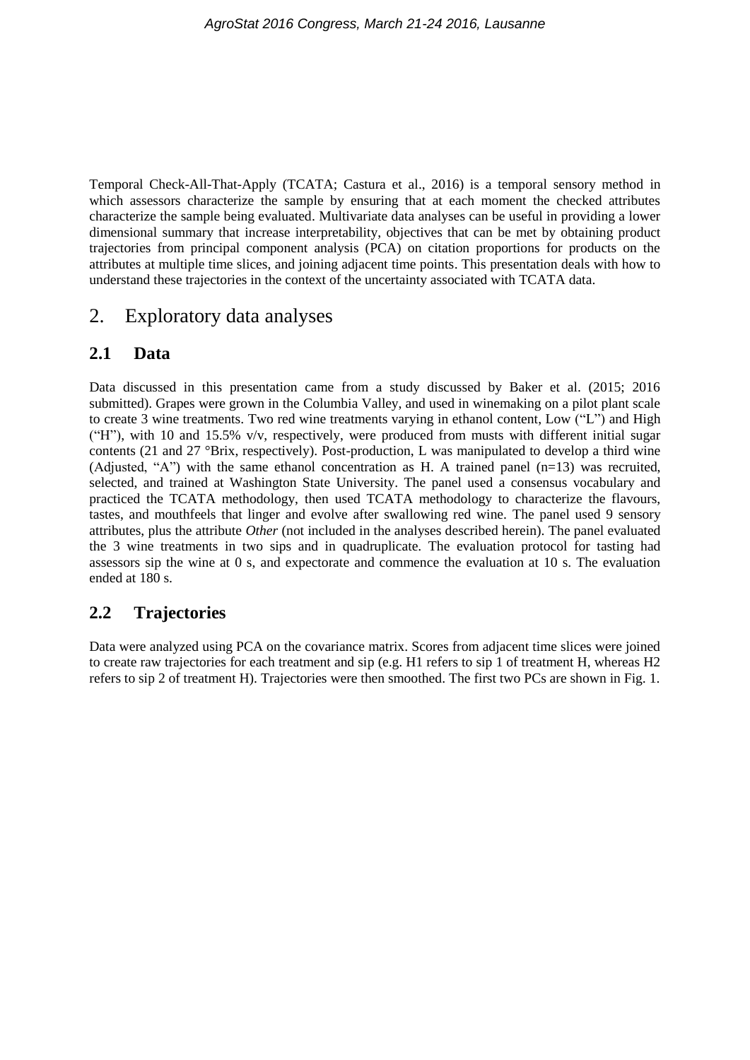Temporal Check-All-That-Apply (TCATA; Castura et al., 2016) is a temporal sensory method in which assessors characterize the sample by ensuring that at each moment the checked attributes characterize the sample being evaluated. Multivariate data analyses can be useful in providing a lower dimensional summary that increase interpretability, objectives that can be met by obtaining product trajectories from principal component analysis (PCA) on citation proportions for products on the attributes at multiple time slices, and joining adjacent time points. This presentation deals with how to understand these trajectories in the context of the uncertainty associated with TCATA data.

# 2. Exploratory data analyses

## 2.1 Data

Data discussed in this presentation came from a study discussed by Baker et al. (2015; 2016 submitted). Grapes were grown in the Columbia Valley, and used in winemaking on a pilot plant scale to create 3 wine treatments. Two red wine treatments varying in ethanol content, Low ("L") and High ("H"), with 10 and 15.5% v/v, respectively, were produced from musts with different initial sugar contents (21 and 27 °Brix, respectively). Post-production, L was manipulated to develop a third wine (Adjusted, "A") with the same ethanol concentration as H. A trained panel (n=13) was recruited, selected, and trained at Washington State University. The panel used a consensus vocabulary and practiced the TCATA methodology, then used TCATA methodology to characterize the flavours, tastes, and mouthfeels that linger and evolve after swallowing red wine. The panel used 9 sensory attributes, plus the attribute *Other* (not included in the analyses described herein). The panel evaluated the 3 wine treatments in two sips and in quadruplicate. The evaluation protocol for tasting had assessors sip the wine at 0 s, and expectorate and commence the evaluation at 10 s. The evaluation ended at 180 s.

## 2.2 Trajectories

Data were analyzed using PCA on the covariance matrix. Scores from adjacent time slices were joined to create raw trajectories for each treatment and sip (e.g. H1 refers to sip 1 of treatment H, whereas H2 refers to sip 2 of treatment H). Trajectories were then smoothed. The first two PCs are shown in Fig. 1.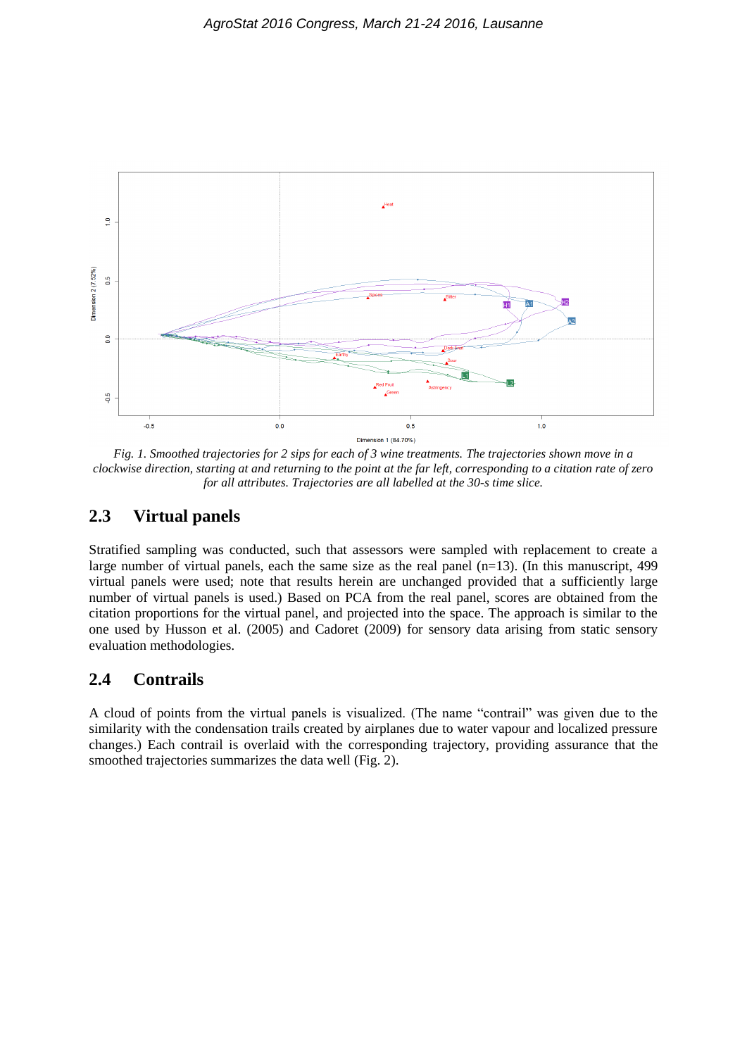*Fig. 1. Smoothed trajectories for 2 sips for each of 3 wine treatments. The trajectories shown move in a clockwise direction, starting at and returning to the point at the far left, corresponding to a citation rate of zero for all attributes. Trajectories are all labelled at the 30-s time slice.*

## 2.3 Virtual panels

Stratified sampling was conducted, such that assessors were sampled with replacement to create a large number of virtual panels, each the same size as the real panel (n=13). (In this manuscript, 499 virtual panels were used; note that results herein are unchanged provided that a sufficiently large number of virtual panels is used.) Based on PCA from the real panel, scores are obtained from the citation proportions for the virtual panel, and projected into the space. The approach is similar to the one used by Husson et al. (2005) and Cadoret (2009) for sensory data arising from static sensory evaluation methodologies.

## 2.4 Contrails

A cloud of points from the virtual panels is visualized. (The name "contrail" was given due to the similarity with the condensation trails created by airplanes due to water vapour and localized pressure changes.) Each contrail is overlaid with the corresponding trajectory, providing assurance that the smoothed trajectories summarizes the data well (Fig. 2).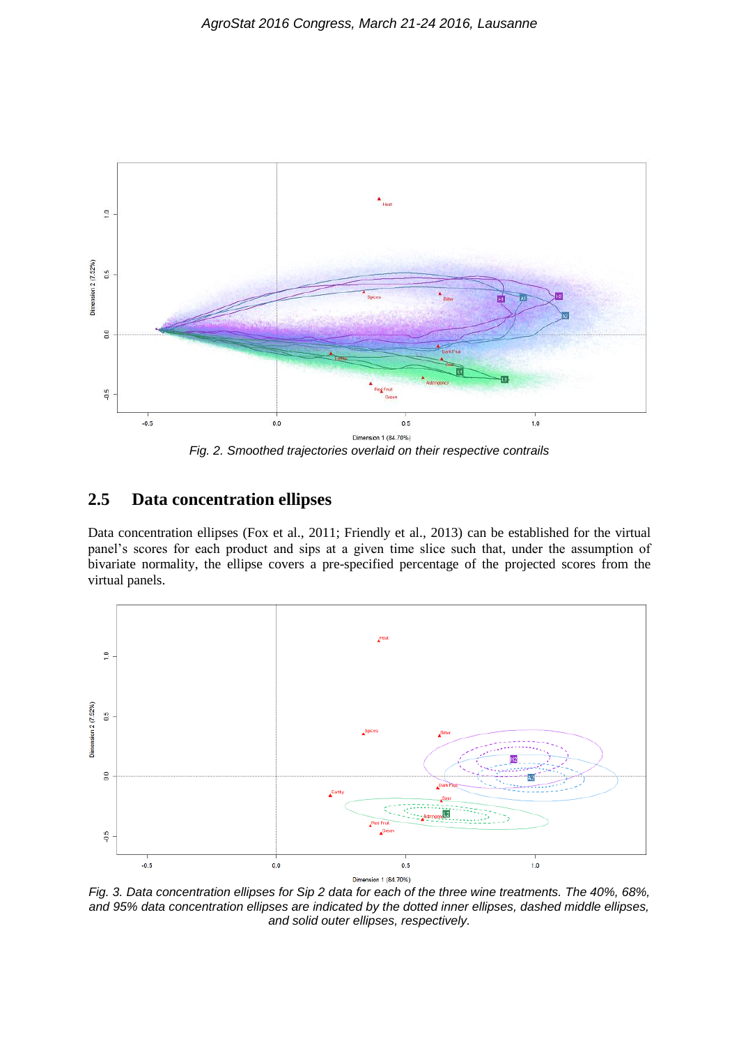Fig. 2. Smoothed trajectories overlaid on their respective contrails

## 2.5 Data concentration ellipses

Data concentration ellipses (Fox et al., 2011; Friendly et al., 2013) can be established for the virtual panel's scores for each product and sips at a given time slice such that, under the assumption of bivariate normality, the ellipse covers a pre-specified percentage of the projected scores from the virtual panels.

Fig. 3. Data concentration ellipses for Sip 2 data for each of the three wine treatments. The 40%, 68%, and 95% data concentration ellipses are indicated by the dotted inner ellipses, dashed middle ellipses, and solid outer ellipses, respectively.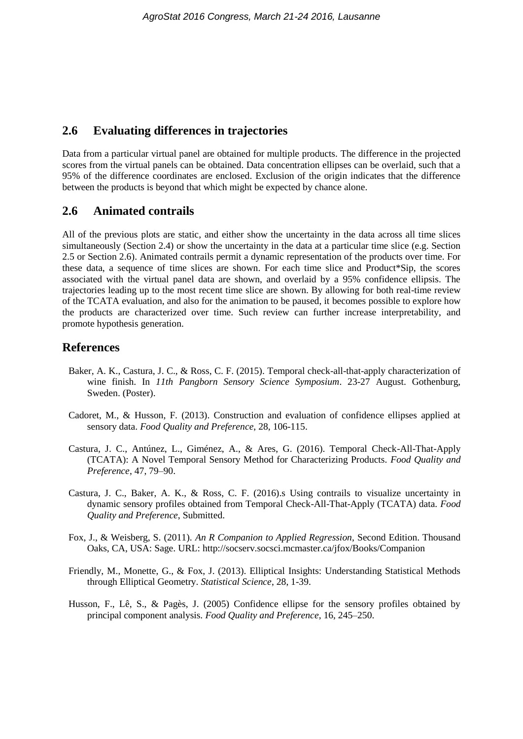## 2.6 Evaluating differences in trajectories

Data from a particular virtual panel are obtained for multiple products. The difference in the projected scores from the virtual panels can be obtained. Data concentration ellipses can be overlaid, such that a 95% of the difference coordinates are enclosed. Exclusion of the origin indicates that the difference between the products is beyond that which might be expected by chance alone.

## 2.6 Animated contrails

All of the previous plots are static, and either show the uncertainty in the data across all time slices simultaneously (Section 2.4) or show the uncertainty in the data at a particular time slice (e.g. Section 2.5 or Section 2.6). Animated contrails permit a dynamic representation of the products over time. For these data, a sequence of time slices are shown. For each time slice and Product*Sip, the scores associated with the virtual panel data are shown, and overlaid by a 95% confidence ellipsis. The trajectories leading up to the most recent time slice are shown. By allowing for both real-time review of the TCATA evaluation, and also for the animation to be paused, it becomes possible to explore how the products are characterized over time. Such review can further increase interpretability, and promote hypothesis generation.

## References

Baker, A. K., Castura, J. C., & Ross, C. F. (2015). Temporal check-all-that-apply characterization of wine finish. In *11th Pangborn Sensory Science Symposium*. 23-27 August. Gothenburg, Sweden. (Poster).

Cadoret, M., & Husson, F. (2013). Construction and evaluation of confidence ellipses applied at sensory data. *Food Quality and Preference*, 28, 106-115.

Castura, J. C., Antúnez, L., Giménez, A., & Ares, G. (2016). Temporal Check-All-That-Apply (TCATA): A Novel Temporal Sensory Method for Characterizing Products. *Food Quality and Preference*, 47, 79–90.

Castura, J. C., Baker, A. K., & Ross, C. F. (2016).s Using contrails to visualize uncertainty in dynamic sensory profiles obtained from Temporal Check-All-That-Apply (TCATA) data. *Food Quality and Preference*, Submitted.

Fox, J., & Weisberg, S. (2011). *An R Companion to Applied Regression*, Second Edition. Thousand Oaks, CA, USA: Sage. URL: http://socserv.socsci.mcmaster.ca/jfox/Books/Companion

Friendly, M., Monette, G., & Fox, J. (2013). Elliptical Insights: Understanding Statistical Methods through Elliptical Geometry. *Statistical Science*, 28, 1-39.

Husson, F., Lê, S., & Pagès, J. (2005) Confidence ellipse for the sensory profiles obtained by principal component analysis. *Food Quality and Preference*, 16, 245–250.